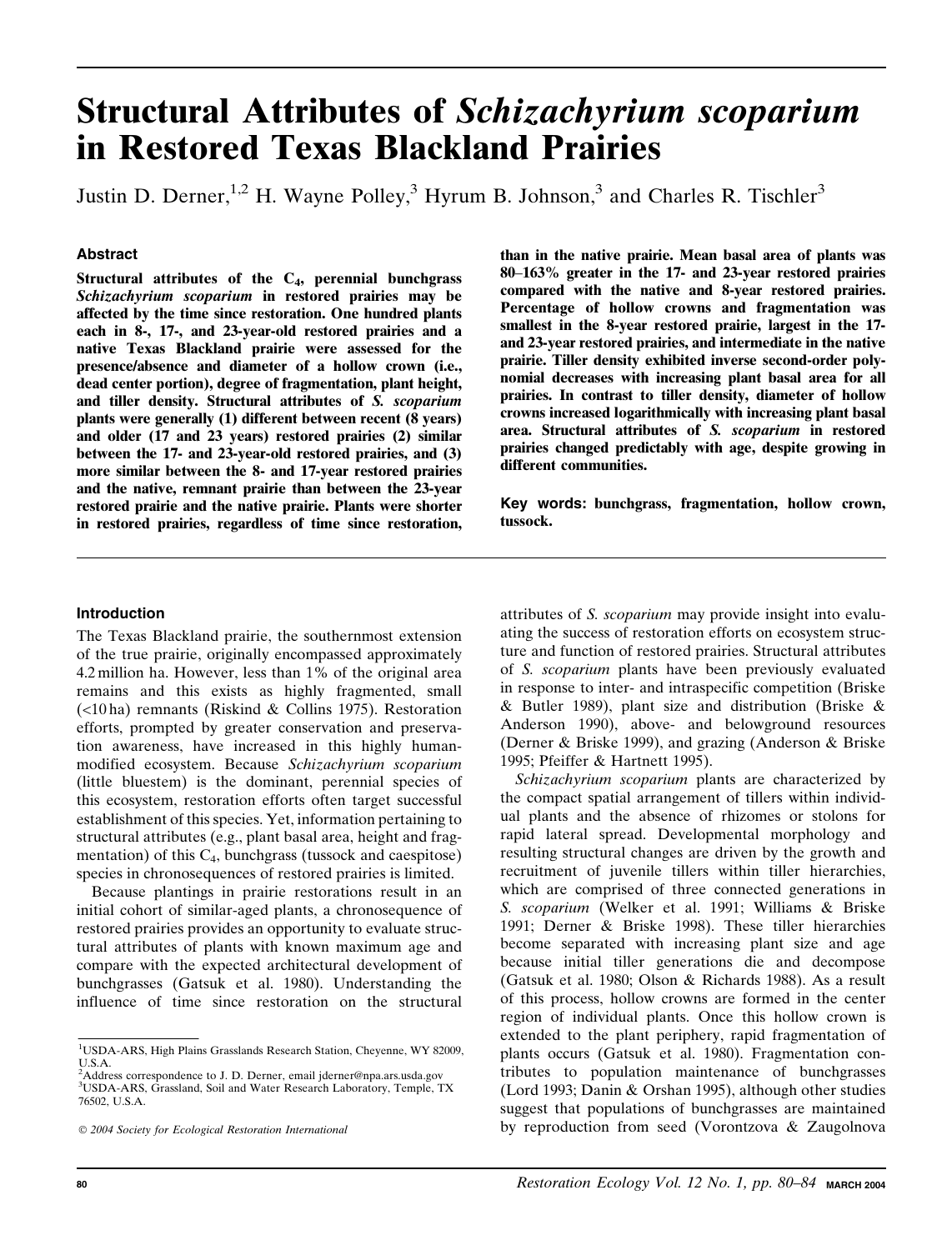# Structural Attributes of *Schizachyrium scoparium* in Restored Texas Blackland Prairies

Justin D. Derner,[1,2] H. Wayne Polley,[3] Hyrum B. Johnson,[3] and Charles R. Tischler[3]

## Abstract

**Structural attributes of the $C_4$, perennial bunchgrass *Schizachyrium scoparium* in restored prairies may be affected by the time since restoration. One hundred plants each in 8-, 17-, and 23-year-old restored prairies and a native Texas Blackland prairie were assessed for the presence/absence and diameter of a hollow crown (i.e., dead center portion), degree of fragmentation, plant height, and tiller density. Structural attributes of *S. scoparium* plants were generally (1) different between recent (8 years) and older (17 and 23 years) restored prairies (2) similar between the 17- and 23-year-old restored prairies, and (3) more similar between the 8- and 17-year restored prairies and the native, remnant prairie than between the 23-year restored prairie and the native prairie. Plants were shorter in restored prairies, regardless of time since restoration, than in the native prairie. Mean basal area of plants was 80–163% greater in the 17- and 23-year restored prairies compared with the native and 8-year restored prairies. Percentage of hollow crowns and fragmentation was smallest in the 8-year restored prairie, largest in the 17- and 23-year restored prairies, and intermediate in the native prairie. Tiller density exhibited inverse second-order polynomial decreases with increasing plant basal area for all prairies. In contrast to tiller density, diameter of hollow crowns increased logarithmically with increasing plant basal area. Structural attributes of *S. scoparium* in restored prairies changed predictably with age, despite growing in different communities.**

**Key words: bunchgrass, fragmentation, hollow crown, tussock.**

## Introduction

The Texas Blackland prairie, the southernmost extension of the true prairie, originally encompassed approximately 4.2 million ha. However, less than 1% of the original area remains and this exists as highly fragmented, small (<10 ha) remnants (Riskind & Collins 1975). Restoration efforts, prompted by greater conservation and preservation awareness, have increased in this highly human-modified ecosystem. Because *Schizachyrium scoparium* (little bluestem) is the dominant, perennial species of this ecosystem, restoration efforts often target successful establishment of this species. Yet, information pertaining to structural attributes (e.g., plant basal area, height and fragmentation) of this $C_4$, bunchgrass (tussock and caespitose) species in chronosequences of restored prairies is limited.

Because plantings in prairie restorations result in an initial cohort of similar-aged plants, a chronosequence of restored prairies provides an opportunity to evaluate structural attributes of plants with known maximum age and compare with the expected architectural development of bunchgrasses (Gatsuk et al. 1980). Understanding the influence of time since restoration on the structural attributes of *S. scoparium* may provide insight into evaluating the success of restoration efforts on ecosystem structure and function of restored prairies. Structural attributes of *S. scoparium* plants have been previously evaluated in response to inter- and intraspecific competition (Briske & Butler 1989), plant size and distribution (Briske & Anderson 1990), above- and belowground resources (Derner & Briske 1999), and grazing (Anderson & Briske 1995; Pfeiffer & Hartnett 1995).

*Schizachyrium scoparium* plants are characterized by the compact spatial arrangement of tillers within individual plants and the absence of rhizomes or stolons for rapid lateral spread. Developmental morphology and resulting structural changes are driven by the growth and recruitment of juvenile tillers within tiller hierarchies, which are comprised of three connected generations in *S. scoparium* (Welker et al. 1991; Williams & Briske 1991; Derner & Briske 1998). These tiller hierarchies become separated with increasing plant size and age because initial tiller generations die and decompose (Gatsuk et al. 1980; Olson & Richards 1988). As a result of this process, hollow crowns are formed in the center region of individual plants. Once this hollow crown is extended to the plant periphery, rapid fragmentation of plants occurs (Gatsuk et al. 1980). Fragmentation contributes to population maintenance of bunchgrasses (Lord 1993; Danin & Orshan 1995), although other studies suggest that populations of bunchgrasses are maintained by reproduction from seed (Vorontzova & Zaugolnova

---

[1]USDA-ARS, High Plains Grasslands Research Station, Cheyenne, WY 82009, U.S.A.
[2]Address correspondence to J. D. Derner, email jderner@npa.ars.usda.gov
[3]USDA-ARS, Grassland, Soil and Water Research Laboratory, Temple, TX 76502, U.S.A.

© 2004 Society for Ecological Restoration International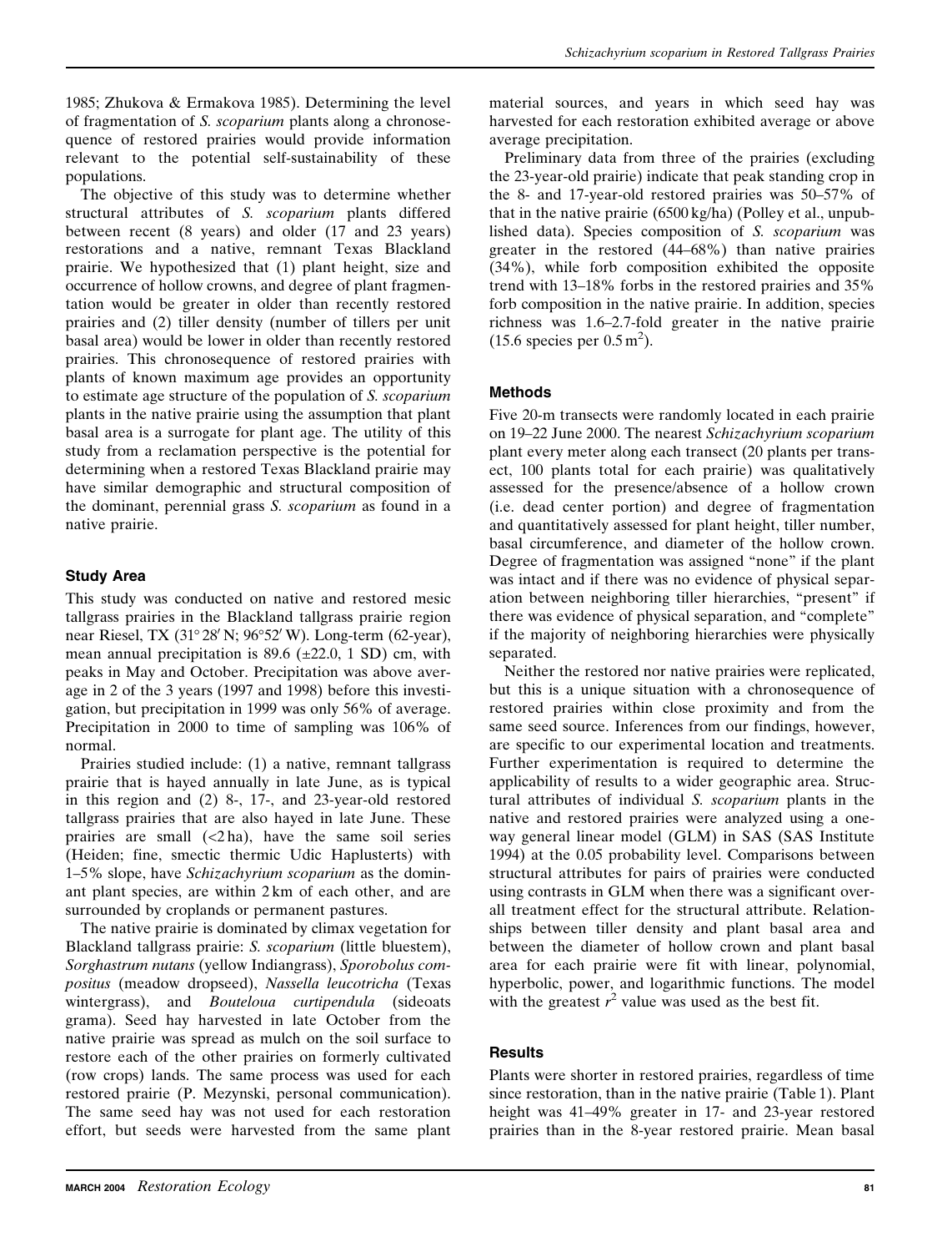1985; Zhukova & Ermakova 1985). Determining the level of fragmentation of *S. scoparium* plants along a chronosequence of restored prairies would provide information relevant to the potential self-sustainability of these populations.

The objective of this study was to determine whether structural attributes of *S. scoparium* plants differed between recent (8 years) and older (17 and 23 years) restorations and a native, remnant Texas Blackland prairie. We hypothesized that (1) plant height, size and occurrence of hollow crowns, and degree of plant fragmentation would be greater in older than recently restored prairies and (2) tiller density (number of tillers per unit basal area) would be lower in older than recently restored prairies. This chronosequence of restored prairies with plants of known maximum age provides an opportunity to estimate age structure of the population of *S. scoparium* plants in the native prairie using the assumption that plant basal area is a surrogate for plant age. The utility of this study from a reclamation perspective is the potential for determining when a restored Texas Blackland prairie may have similar demographic and structural composition of the dominant, perennial grass *S. scoparium* as found in a native prairie.

## Study Area

This study was conducted on native and restored mesic tallgrass prairies in the Blackland tallgrass prairie region near Riesel, TX (31°28′ N; 96°52′ W). Long-term (62-year), mean annual precipitation is 89.6 (±22.0, 1 SD) cm, with peaks in May and October. Precipitation was above average in 2 of the 3 years (1997 and 1998) before this investigation, but precipitation in 1999 was only 56% of average. Precipitation in 2000 to time of sampling was 106% of normal.

Prairies studied include: (1) a native, remnant tallgrass prairie that is hayed annually in late June, as is typical in this region and (2) 8-, 17-, and 23-year-old restored tallgrass prairies that are also hayed in late June. These prairies are small (<2 ha), have the same soil series (Heiden; fine, smectic thermic Udic Haplusterts) with 1–5% slope, have *Schizachyrium scoparium* as the dominant plant species, are within 2 km of each other, and are surrounded by croplands or permanent pastures.

The native prairie is dominated by climax vegetation for Blackland tallgrass prairie: *S. scoparium* (little bluestem), *Sorghastrum nutans* (yellow Indiangrass), *Sporobolus compositus* (meadow dropseed), *Nassella leucotricha* (Texas wintergrass), and *Bouteloua curtipendula* (sideoats grama). Seed hay harvested in late October from the native prairie was spread as mulch on the soil surface to restore each of the other prairies on formerly cultivated (row crops) lands. The same process was used for each restored prairie (P. Mezynski, personal communication). The same seed hay was not used for each restoration effort, but seeds were harvested from the same plant material sources, and years in which seed hay was harvested for each restoration exhibited average or above average precipitation.

Preliminary data from three of the prairies (excluding the 23-year-old prairie) indicate that peak standing crop in the 8- and 17-year-old restored prairies was 50–57% of that in the native prairie (6500 kg/ha) (Polley et al., unpublished data). Species composition of *S. scoparium* was greater in the restored (44–68%) than native prairies (34%), while forb composition exhibited the opposite trend with 13–18% forbs in the restored prairies and 35% forb composition in the native prairie. In addition, species richness was 1.6–2.7-fold greater in the native prairie (15.6 species per 0.5 $m^2$).

## Methods

Five 20-m transects were randomly located in each prairie on 19–22 June 2000. The nearest *Schizachyrium scoparium* plant every meter along each transect (20 plants per transect, 100 plants total for each prairie) was qualitatively assessed for the presence/absence of a hollow crown (i.e. dead center portion) and degree of fragmentation and quantitatively assessed for plant height, tiller number, basal circumference, and diameter of the hollow crown. Degree of fragmentation was assigned "none" if the plant was intact and if there was no evidence of physical separation between neighboring tiller hierarchies, "present" if there was evidence of physical separation, and "complete" if the majority of neighboring hierarchies were physically separated.

Neither the restored nor native prairies were replicated, but this is a unique situation with a chronosequence of restored prairies within close proximity and from the same seed source. Inferences from our findings, however, are specific to our experimental location and treatments. Further experimentation is required to determine the applicability of results to a wider geographic area. Structural attributes of individual *S. scoparium* plants in the native and restored prairies were analyzed using a one-way general linear model (GLM) in SAS (SAS Institute 1994) at the 0.05 probability level. Comparisons between structural attributes for pairs of prairies were conducted using contrasts in GLM when there was a significant overall treatment effect for the structural attribute. Relationships between tiller density and plant basal area and between the diameter of hollow crown and plant basal area for each prairie were fit with linear, polynomial, hyperbolic, power, and logarithmic functions. The model with the greatest $r^2$ value was used as the best fit.

## Results

Plants were shorter in restored prairies, regardless of time since restoration, than in the native prairie (Table 1). Plant height was 41–49% greater in 17- and 23-year restored prairies than in the 8-year restored prairie. Mean basal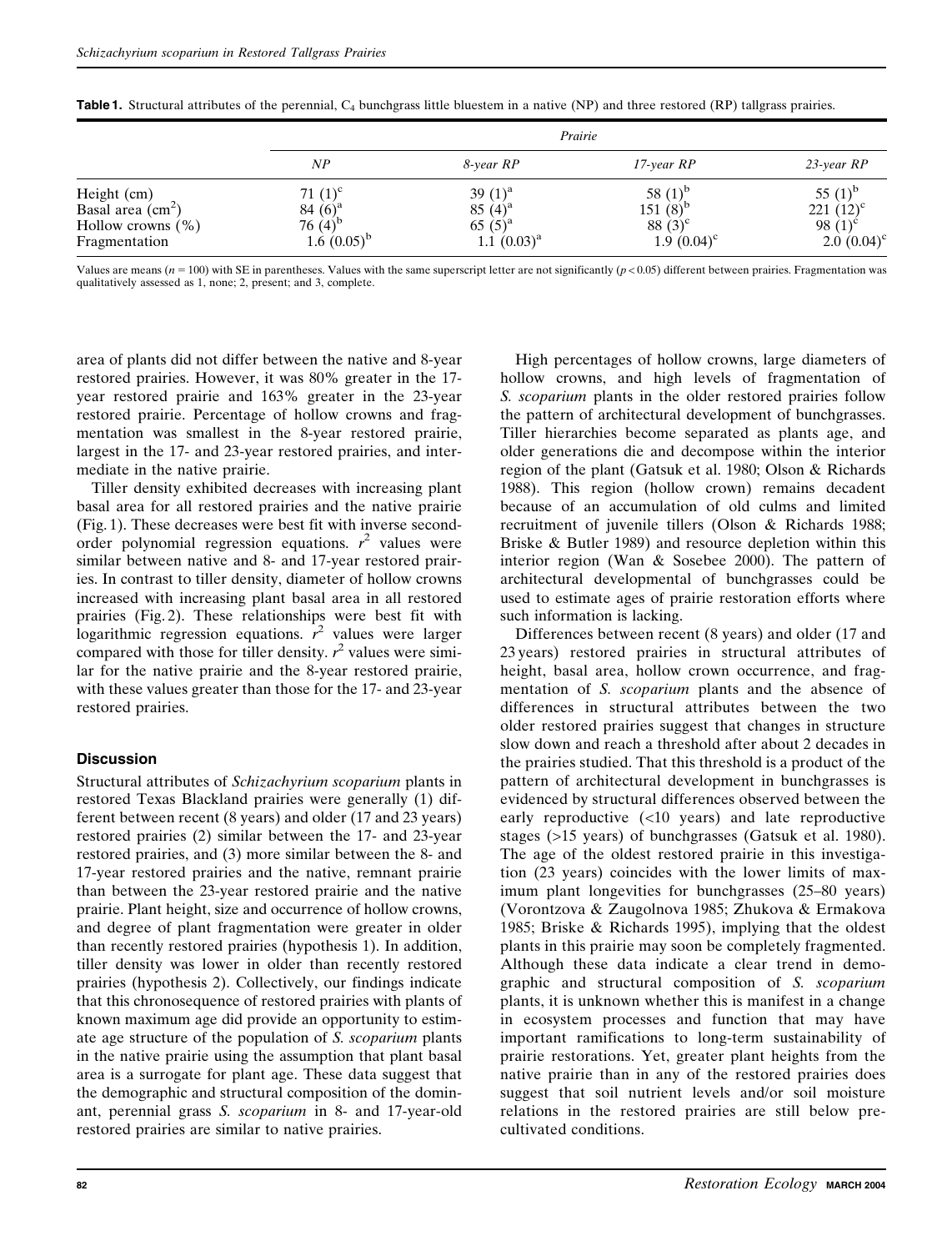**Table 1.** Structural attributes of the perennial, $C_4$ bunchgrass little bluestem in a native (NP) and three restored (RP) tallgrass prairies.

| | *Prairie* | | | |
|---|---|---|---|---|
| | *NP* | *8-year RP* | *17-year RP* | *23-year RP* |
| Height (cm) | 71 (1)$^{c}$ | 39 (1)$^{a}$ | 58 (1)$^{b}$ | 55 (1)$^{b}$ |
| Basal area ($cm^2$) | 84 (6)$^{a}$ | 85 (4)$^{a}$ | 151 (8)$^{b}$ | 221 (12)$^{c}$ |
| Hollow crowns (%) | 76 (4)$^{b}$ | 65 (5)$^{a}$ | 88 (3)$^{c}$ | 98 (1)$^{c}$ |
| Fragmentation | 1.6 (0.05)$^{b}$ | 1.1 (0.03)$^{a}$ | 1.9 (0.04)$^{c}$ | 2.0 (0.04)$^{c}$ |

Values are means ($n = 100$) with SE in parentheses. Values with the same superscript letter are not significantly ($p < 0.05$) different between prairies. Fragmentation was qualitatively assessed as 1, none; 2, present; and 3, complete.

area of plants did not differ between the native and 8-year restored prairies. However, it was 80% greater in the 17-year restored prairie and 163% greater in the 23-year restored prairie. Percentage of hollow crowns and fragmentation was smallest in the 8-year restored prairie, largest in the 17- and 23-year restored prairies, and intermediate in the native prairie.

Tiller density exhibited decreases with increasing plant basal area for all restored prairies and the native prairie (Fig. 1). These decreases were best fit with inverse second-order polynomial regression equations. $r^2$ values were similar between native and 8- and 17-year restored prairies. In contrast to tiller density, diameter of hollow crowns increased with increasing plant basal area in all restored prairies (Fig. 2). These relationships were best fit with logarithmic regression equations. $r^2$ values were larger compared with those for tiller density. $r^2$ values were similar for the native prairie and the 8-year restored prairie, with these values greater than those for the 17- and 23-year restored prairies.

## Discussion

Structural attributes of *Schizachyrium scoparium* plants in restored Texas Blackland prairies were generally (1) different between recent (8 years) and older (17 and 23 years) restored prairies (2) similar between the 17- and 23-year restored prairies, and (3) more similar between the 8- and 17-year restored prairies and the native, remnant prairie than between the 23-year restored prairie and the native prairie. Plant height, size and occurrence of hollow crowns, and degree of plant fragmentation were greater in older than recently restored prairies (hypothesis 1). In addition, tiller density was lower in older than recently restored prairies (hypothesis 2). Collectively, our findings indicate that this chronosequence of restored prairies with plants of known maximum age did provide an opportunity to estimate age structure of the population of *S. scoparium* plants in the native prairie using the assumption that plant basal area is a surrogate for plant age. These data suggest that the demographic and structural composition of the dominant, perennial grass *S. scoparium* in 8- and 17-year-old restored prairies are similar to native prairies.

High percentages of hollow crowns, large diameters of hollow crowns, and high levels of fragmentation of *S. scoparium* plants in the older restored prairies follow the pattern of architectural development of bunchgrasses. Tiller hierarchies become separated as plants age, and older generations die and decompose within the interior region of the plant (Gatsuk et al. 1980; Olson & Richards 1988). This region (hollow crown) remains decadent because of an accumulation of old culms and limited recruitment of juvenile tillers (Olson & Richards 1988; Briske & Butler 1989) and resource depletion within this interior region (Wan & Sosebee 2000). The pattern of architectural developmental of bunchgrasses could be used to estimate ages of prairie restoration efforts where such information is lacking.

Differences between recent (8 years) and older (17 and 23 years) restored prairies in structural attributes of height, basal area, hollow crown occurrence, and fragmentation of *S. scoparium* plants and the absence of differences in structural attributes between the two older restored prairies suggest that changes in structure slow down and reach a threshold after about 2 decades in the prairies studied. That this threshold is a product of the pattern of architectural development in bunchgrasses is evidenced by structural differences observed between the early reproductive (<10 years) and late reproductive stages (>15 years) of bunchgrasses (Gatsuk et al. 1980). The age of the oldest restored prairie in this investigation (23 years) coincides with the lower limits of maximum plant longevities for bunchgrasses (25–80 years) (Vorontzova & Zaugolnova 1985; Zhukova & Ermakova 1985; Briske & Richards 1995), implying that the oldest plants in this prairie may soon be completely fragmented. Although these data indicate a clear trend in demographic and structural composition of *S. scoparium* plants, it is unknown whether this is manifest in a change in ecosystem processes and function that may have important ramifications to long-term sustainability of prairie restorations. Yet, greater plant heights from the native prairie than in any of the restored prairies does suggest that soil nutrient levels and/or soil moisture relations in the restored prairies are still below pre-cultivated conditions.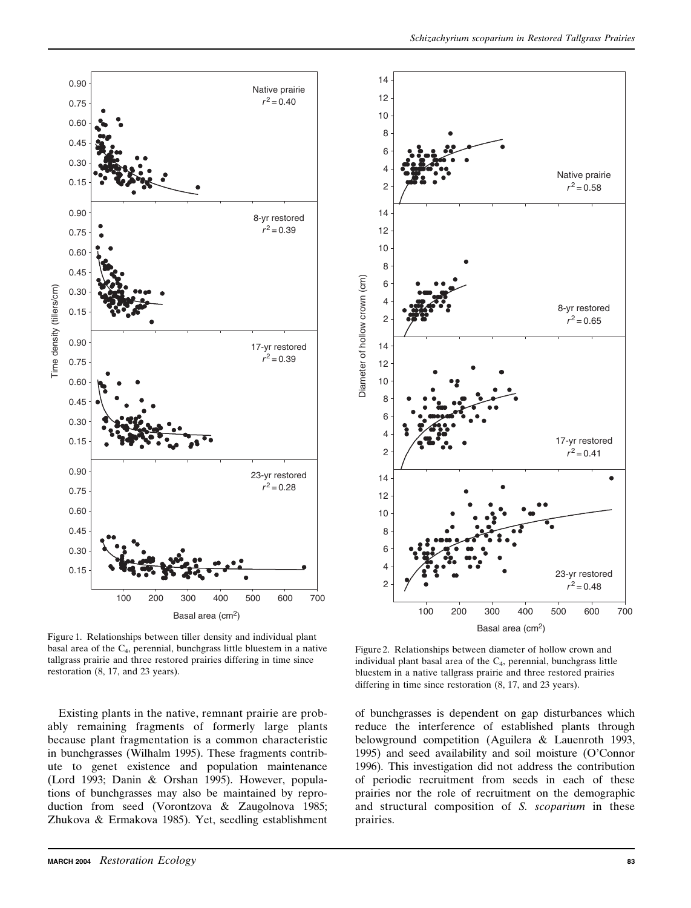Figure 1. Relationships between tiller density and individual plant basal area of the $C_4$, perennial, bunchgrass little bluestem in a native tallgrass prairie and three restored prairies differing in time since restoration (8, 17, and 23 years).

Figure 2. Relationships between diameter of hollow crown and individual plant basal area of the $C_4$, perennial, bunchgrass little bluestem in a native tallgrass prairie and three restored prairies differing in time since restoration (8, 17, and 23 years).

Existing plants in the native, remnant prairie are probably remaining fragments of formerly large plants because plant fragmentation is a common characteristic in bunchgrasses (Wilhalm 1995). These fragments contribute to genet existence and population maintenance (Lord 1993; Danin & Orshan 1995). However, populations of bunchgrasses may also be maintained by reproduction from seed (Vorontzova & Zaugolnova 1985; Zhukova & Ermakova 1985). Yet, seedling establishment of bunchgrasses is dependent on gap disturbances which reduce the interference of established plants through belowground competition (Aguilera & Lauenroth 1993, 1995) and seed availability and soil moisture (O'Connor 1996). This investigation did not address the contribution of periodic recruitment from seeds in each of these prairies nor the role of recruitment on the demographic and structural composition of *S. scoparium* in these prairies.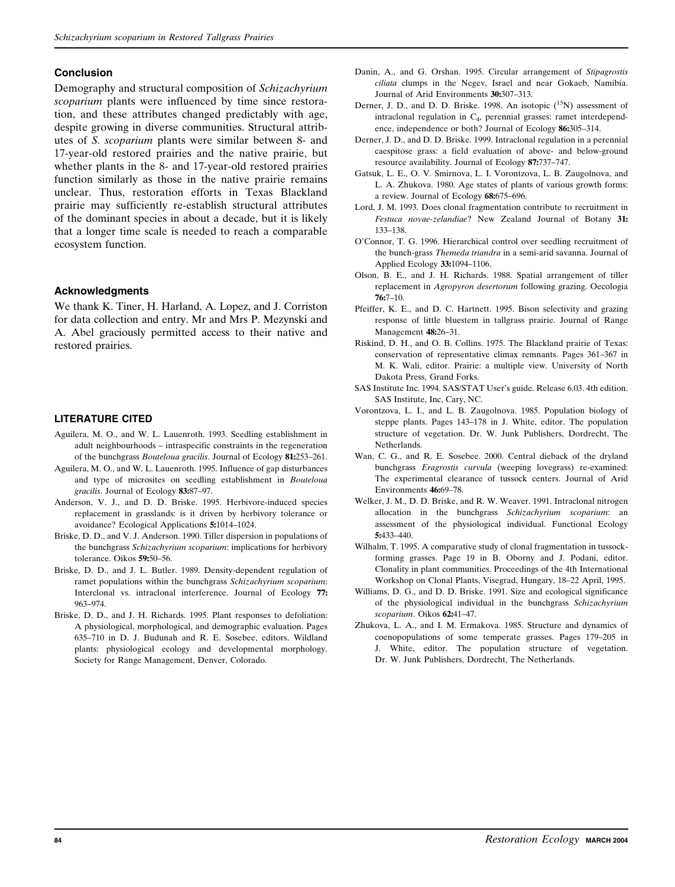## Conclusion

Demography and structural composition of *Schizachyrium scoparium* plants were influenced by time since restoration, and these attributes changed predictably with age, despite growing in diverse communities. Structural attributes of *S. scoparium* plants were similar between 8- and 17-year-old restored prairies and the native prairie, but whether plants in the 8- and 17-year-old restored prairies function similarly as those in the native prairie remains unclear. Thus, restoration efforts in Texas Blackland prairie may sufficiently re-establish structural attributes of the dominant species in about a decade, but it is likely that a longer time scale is needed to reach a comparable ecosystem function.

## Acknowledgments

We thank K. Tiner, H. Harland, A. Lopez, and J. Corriston for data collection and entry. Mr and Mrs P. Mezynski and A. Abel graciously permitted access to their native and restored prairies.

## LITERATURE CITED

Aguilera, M. O., and W. L. Lauenroth. 1993. Seedling establishment in adult neighbourhoods – intraspecific constraints in the regeneration of the bunchgrass *Bouteloua gracilis*. Journal of Ecology **81:**253–261.

Aguilera, M. O., and W. L. Lauenroth. 1995. Influence of gap disturbances and type of microsites on seedling establishment in *Bouteloua gracilis*. Journal of Ecology **83:**87–97.

Anderson, V. J., and D. D. Briske. 1995. Herbivore-induced species replacement in grasslands: is it driven by herbivory tolerance or avoidance? Ecological Applications **5:**1014–1024.

Briske, D. D., and V. J. Anderson. 1990. Tiller dispersion in populations of the bunchgrass *Schizachyrium scoparium*: implications for herbivory tolerance. Oikos **59:**50–56.

Briske, D. D., and J. L. Butler. 1989. Density-dependent regulation of ramet populations within the bunchgrass *Schizachyrium scoparium*: Interclonal vs. intraclonal interference. Journal of Ecology **77:** 963–974.

Briske, D. D., and J. H. Richards. 1995. Plant responses to defoliation: A physiological, morphological, and demographic evaluation. Pages 635–710 in D. J. Budunah and R. E. Sosebee, editors. Wildland plants: physiological ecology and developmental morphology. Society for Range Management, Denver, Colorado.

Danin, A., and G. Orshan. 1995. Circular arrangement of *Stipagrostis ciliata* clumps in the Negev, Israel and near Gokaeb, Namibia. Journal of Arid Environments **30:**307–313.

Derner, J. D., and D. D. Briske. 1998. An isotopic ($^{15}N$) assessment of intraclonal regulation in $C_4$, perennial grasses: ramet interdependence, independence or both? Journal of Ecology **86:**305–314.

Derner, J. D., and D. D. Briske. 1999. Intraclonal regulation in a perennial caespitose grass: a field evaluation of above- and below-ground resource availability. Journal of Ecology **87:**737–747.

Gatsuk, L. E., O. V. Smirnova, L. I. Vorontzova, L. B. Zaugolnova, and L. A. Zhukova. 1980. Age states of plants of various growth forms: a review. Journal of Ecology **68:**675–696.

Lord, J. M. 1993. Does clonal fragmentation contribute to recruitment in *Festuca novae-zelandiae*? New Zealand Journal of Botany **31:** 133–138.

O'Connor, T. G. 1996. Hierarchical control over seedling recruitment of the bunch-grass *Themeda triandra* in a semi-arid savanna. Journal of Applied Ecology **33:**1094–1106.

Olson, B. E., and J. H. Richards. 1988. Spatial arrangement of tiller replacement in *Agropyron desertorum* following grazing. Oecologia **76:**7–10.

Pfeiffer, K. E., and D. C. Hartnett. 1995. Bison selectivity and grazing response of little bluestem in tallgrass prairie. Journal of Range Management **48:**26–31.

Riskind, D. H., and O. B. Collins. 1975. The Blackland prairie of Texas: conservation of representative climax remnants. Pages 361–367 in M. K. Wali, editor. Prairie: a multiple view. University of North Dakota Press, Grand Forks.

SAS Institute Inc. 1994. SAS/STAT User's guide. Release 6.03. 4th edition. SAS Institute, Inc, Cary, NC.

Vorontzova, L. I., and L. B. Zaugolnova. 1985. Population biology of steppe plants. Pages 143–178 in J. White, editor. The population structure of vegetation. Dr. W. Junk Publishers, Dordrecht, The Netherlands.

Wan, C. G., and R. E. Sosebee. 2000. Central dieback of the dryland bunchgrass *Eragrostis curvula* (weeping lovegrass) re-examined: The experimental clearance of tussock centers. Journal of Arid Environments **46:**69–78.

Welker, J. M., D. D. Briske, and R. W. Weaver. 1991. Intraclonal nitrogen allocation in the bunchgrass *Schizachyrium scoparium*: an assessment of the physiological individual. Functional Ecology **5:**433–440.

Wilhalm, T. 1995. A comparative study of clonal fragmentation in tussock-forming grasses. Page 19 in B. Oborny and J. Podani, editor. Clonality in plant communities. Proceedings of the 4th International Workshop on Clonal Plants, Visegrad, Hungary, 18–22 April, 1995.

Williams, D. G., and D. D. Briske. 1991. Size and ecological significance of the physiological individual in the bunchgrass *Schizachyrium scoparium*. Oikos **62:**41–47.

Zhukova, L. A., and I. M. Ermakova. 1985. Structure and dynamics of coenopopulations of some temperate grasses. Pages 179–205 in J. White, editor. The population structure of vegetation. Dr. W. Junk Publishers, Dordrecht, The Netherlands.